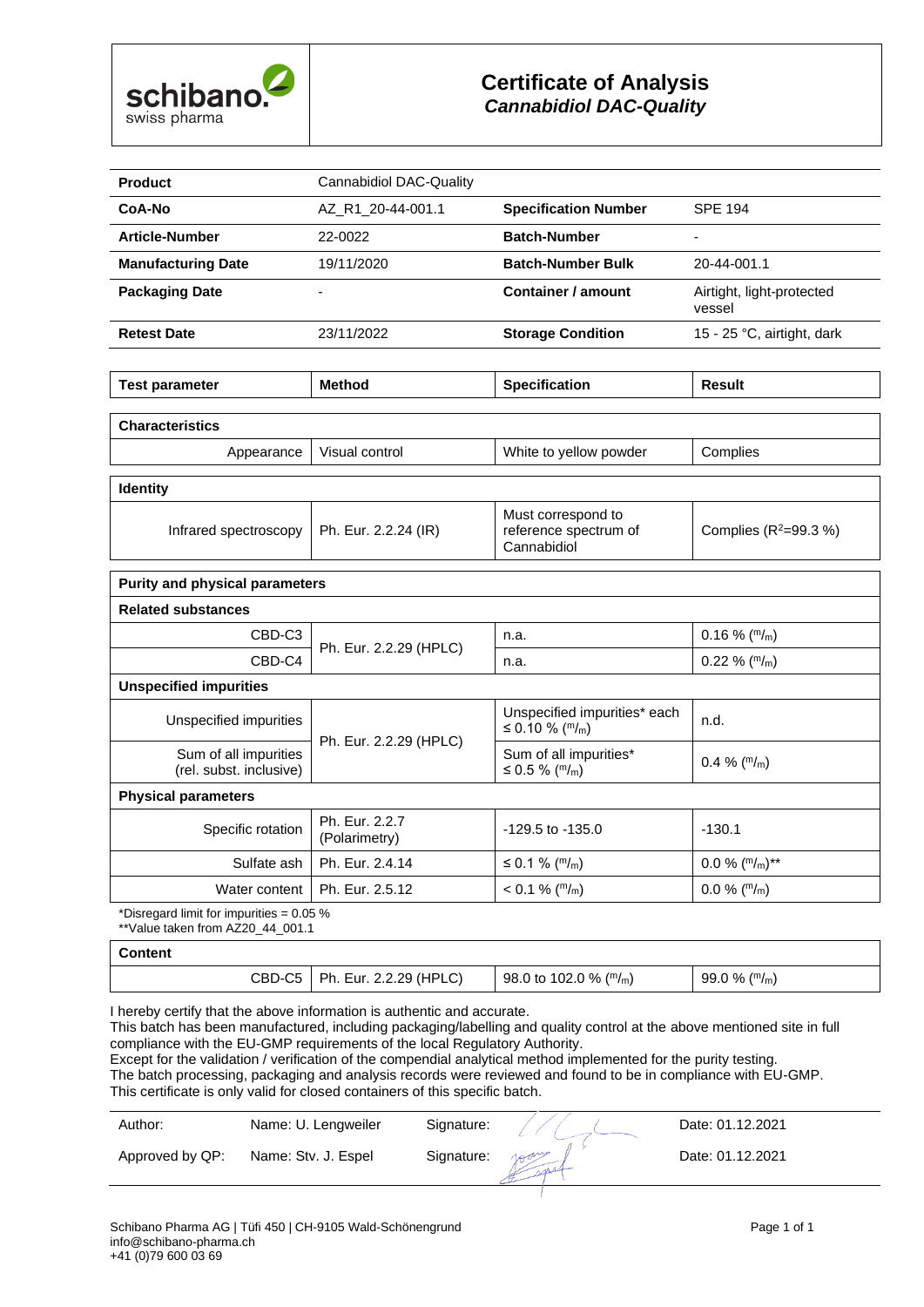schibano
swiss pharma

# Certificate of Analysis
## *Cannabidiol DAC-Quality*

| **Product** | Cannabidiol DAC-Quality | | |
|---|---|---|---|
| **CoA-No** | AZ_R1_20-44-001.1 | **Specification Number** | SPE 194 |
| **Article-Number** | 22-0022 | **Batch-Number** | - |
| **Manufacturing Date** | 19/11/2020 | **Batch-Number Bulk** | 20-44-001.1 |
| **Packaging Date** | - | **Container / amount** | Airtight, light-protected vessel |
| **Retest Date** | 23/11/2022 | **Storage Condition** | 15 - 25 °C, airtight, dark |

| **Test parameter** | **Method** | **Specification** | **Result** |
|---|---|---|---|
| **Characteristics** | | | |
| Appearance | Visual control | White to yellow powder | Complies |
| **Identity** | | | |
| Infrared spectroscopy | Ph. Eur. 2.2.24 (IR) | Must correspond to reference spectrum of Cannabidiol | Complies ($R^2$=99.3 %) |
| **Purity and physical parameters** | | | |
| **Related substances** | | | |
| CBD-C3 | Ph. Eur. 2.2.29 (HPLC) | n.a. | 0.16 % ($^m/_m$) |
| CBD-C4 | | n.a. | 0.22 % ($^m/_m$) |
| **Unspecified impurities** | | | |
| Unspecified impurities | Ph. Eur. 2.2.29 (HPLC) | Unspecified impurities* each ≤ 0.10 % ($^m/_m$) | n.d. |
| Sum of all impurities (rel. subst. inclusive) | | Sum of all impurities* ≤ 0.5 % ($^m/_m$) | 0.4 % ($^m/_m$) |
| **Physical parameters** | | | |
| Specific rotation | Ph. Eur. 2.2.7 (Polarimetry) | -129.5 to -135.0 | -130.1 |
| Sulfate ash | Ph. Eur. 2.4.14 | ≤ 0.1 % ($^m/_m$) | 0.0 % ($^m/_m$)** |
| Water content | Ph. Eur. 2.5.12 | < 0.1 % ($^m/_m$) | 0.0 % ($^m/_m$) |

*Disregard limit for impurities = 0.05 %
**Value taken from AZ20_44_001.1

| **Content** | | | |
|---|---|---|---|
| CBD-C5 | Ph. Eur. 2.2.29 (HPLC) | 98.0 to 102.0 % ($^m/_m$) | 99.0 % ($^m/_m$) |

I hereby certify that the above information is authentic and accurate.
This batch has been manufactured, including packaging/labelling and quality control at the above mentioned site in full compliance with the EU-GMP requirements of the local Regulatory Authority.
Except for the validation / verification of the compendial analytical method implemented for the purity testing.
The batch processing, packaging and analysis records were reviewed and found to be in compliance with EU-GMP.
This certificate is only valid for closed containers of this specific batch.

| Author: | Name: U. Lengweiler | Signature: | | Date: 01.12.2021 |
|---|---|---|---|---|
| Approved by QP: | Name: Stv. J. Espel | Signature: | | Date: 01.12.2021 |

Schibano Pharma AG | Tüfi 450 | CH-9105 Wald-Schönengrund
info@schibano-pharma.ch
+41 (0)79 600 03 69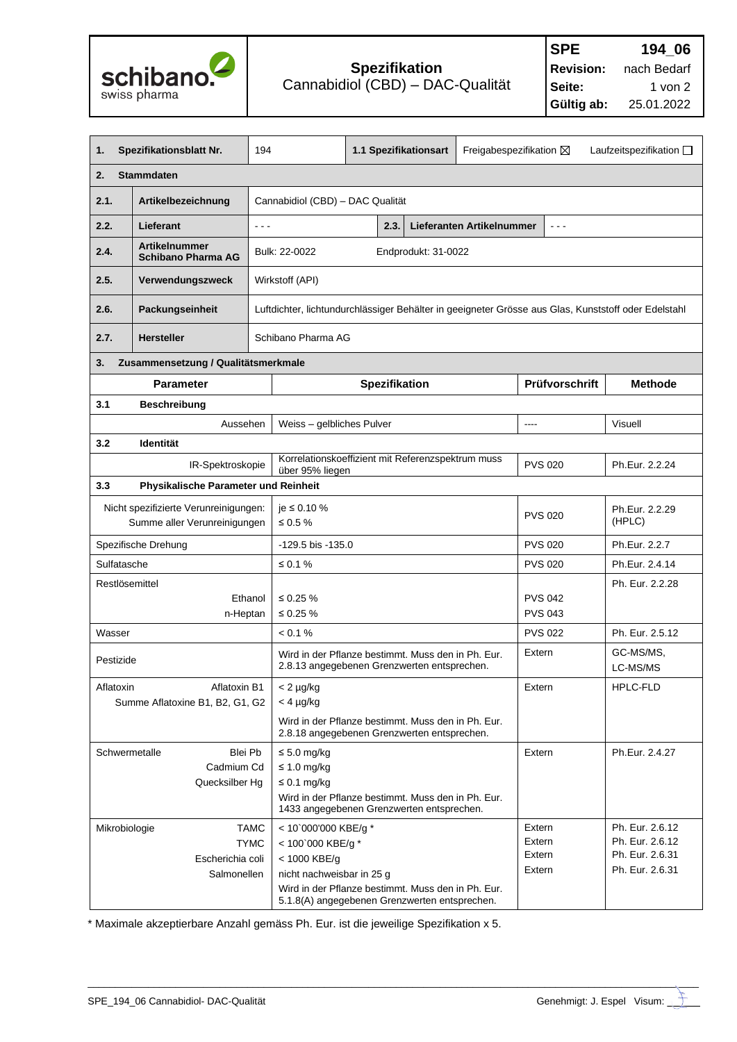| SPE | 194_06 |
| --- | --- |
| **Spezifikation** Cannabidiol (CBD) – DAC-Qualität | |
| Revision: | nach Bedarf |
| Gültig ab: | 25.01.2022 |

| 1. | Spezifikationsblatt Nr. | 194 | 1.1 Spezifikationsart | Freigabespezifikation ☒ Laufzeitspezifikation ☐ |
| --- | --- | --- | --- | --- |
| **2.** | **Stammdaten** | | | |
| **2.1.** | **Artikelbezeichnung** | Cannabidiol (CBD) – DAC Qualität | | |
| **2.2.** | **Lieferant** | - - - | **2.3. Lieferanten Artikelnummer** | - - - |
| **2.4.** | **Artikelnummer Schibano Pharma AG** | Bulk: 22-0022 | Endprodukt: 31-0022 | |
| **2.5.** | **Verwendungszweck** | Wirkstoff (API) | | |
| **2.6.** | **Packungseinheit** | Luftdichter, lichtundurchlässiger Behälter in geeigneter Grösse aus Glas, Kunststoff oder Edelstahl | | |
| **2.7.** | **Hersteller** | Schibano Pharma AG | | |

**3. Zusammensetzung / Qualitätsmerkmale**

| Parameter | Spezifikation | Prüfvorschrift | Methode |
| --- | --- | --- | --- |
| **3.1 Beschreibung** | | | |
| Aussehen | Weiss – gelbliches Pulver | ---- | Visuell |
| **3.2 Identität** | | | |
| IR-Spektroskopie | Korrelationskoeffizient mit Referenzspektrum muss über 95% liegen | PVS 020 | Ph.Eur. 2.2.24 |
| **3.3 Physikalische Parameter und Reinheit** | | | |
| Nicht spezifizierte Verunreinigungen:<br>Summe aller Verunreinigungen | je ≤ 0.10 %<br>≤ 0.5 % | PVS 020 | Ph.Eur. 2.2.29 (HPLC) |
| Spezifische Drehung | -129.5 bis -135.0 | PVS 020 | Ph.Eur. 2.2.7 |
| Sulfatasche | ≤ 0.1 % | PVS 020 | Ph.Eur. 2.4.14 |
| Restlösemittel<br>Ethanol<br>n-Heptan | <br>≤ 0.25 %<br>≤ 0.25 % | <br>PVS 042<br>PVS 043 | Ph. Eur. 2.2.28 |
| Wasser | < 0.1 % | PVS 022 | Ph. Eur. 2.5.12 |
| Pestizide | Wird in der Pflanze bestimmt. Muss den in Ph. Eur. 2.8.13 angegebenen Grenzwerten entsprechen. | Extern | GC-MS/MS, LC-MS/MS |
| Aflatoxin – Aflatoxin B1<br>Summe Aflatoxine B1, B2, G1, G2 | < 2 µg/kg<br>< 4 µg/kg<br>Wird in der Pflanze bestimmt. Muss den in Ph. Eur. 2.8.18 angegebenen Grenzwerten entsprechen. | Extern | HPLC-FLD |
| Schwermetalle – Blei Pb<br>Cadmium Cd<br>Quecksilber Hg | ≤ 5.0 mg/kg<br>≤ 1.0 mg/kg<br>≤ 0.1 mg/kg<br>Wird in der Pflanze bestimmt. Muss den in Ph. Eur. 1433 angegebenen Grenzwerten entsprechen. | Extern | Ph.Eur. 2.4.27 |
| Mikrobiologie – TAMC<br>TYMC<br>Escherichia coli<br>Salmonellen | < 10`000'000 KBE/g *<br>< 100`000 KBE/g *<br>< 1000 KBE/g<br>nicht nachweisbar in 25 g<br>Wird in der Pflanze bestimmt. Muss den in Ph. Eur. 5.1.8(A) angegebenen Grenzwerten entsprechen. | Extern<br>Extern<br>Extern<br>Extern | Ph. Eur. 2.6.12<br>Ph. Eur. 2.6.12<br>Ph. Eur. 2.6.31<br>Ph. Eur. 2.6.31 |

* Maximale akzeptierbare Anzahl gemäss Ph. Eur. ist die jeweilige Spezifikation x 5.

SPE_194_06 Cannabidiol- DAC-Qualität — Genehmigt: J. Espel Visum: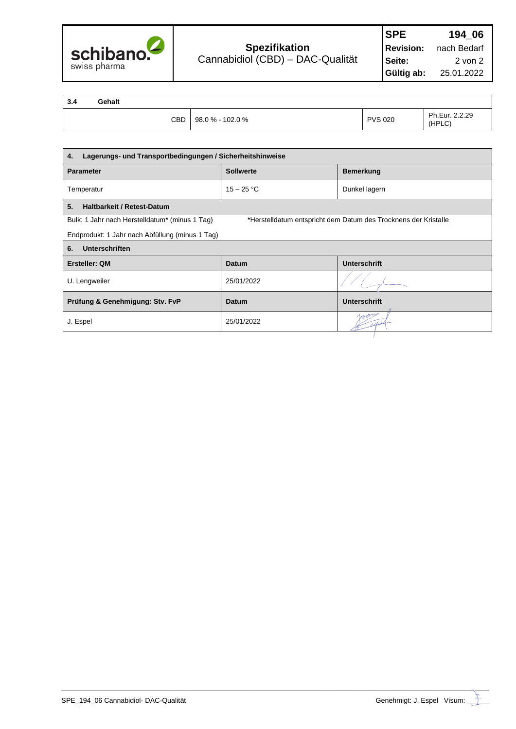| 3.4 | Gehalt | | |
|---|---|---|---|
| CBD | 98.0 % - 102.0 % | PVS 020 | Ph.Eur. 2.2.29 (HPLC) |

| 4. Lagerungs- und Transportbedingungen / Sicherheitshinweise | | |
|---|---|---|
| **Parameter** | **Sollwerte** | **Bemerkung** |
| Temperatur | 15 – 25 °C | Dunkel lagern |

**5. Haltbarkeit / Retest-Datum**

Bulk: 1 Jahr nach Herstelldatum* (minus 1 Tag) — *Herstelldatum entspricht dem Datum des Trocknens der Kristalle

Endprodukt: 1 Jahr nach Abfüllung (minus 1 Tag)

**6. Unterschriften**

| Ersteller: QM | Datum | Unterschrift |
|---|---|---|
| U. Lengweiler | 25/01/2022 | |
| **Prüfung & Genehmigung: Stv. FvP** | **Datum** | **Unterschrift** |
| J. Espel | 25/01/2022 | |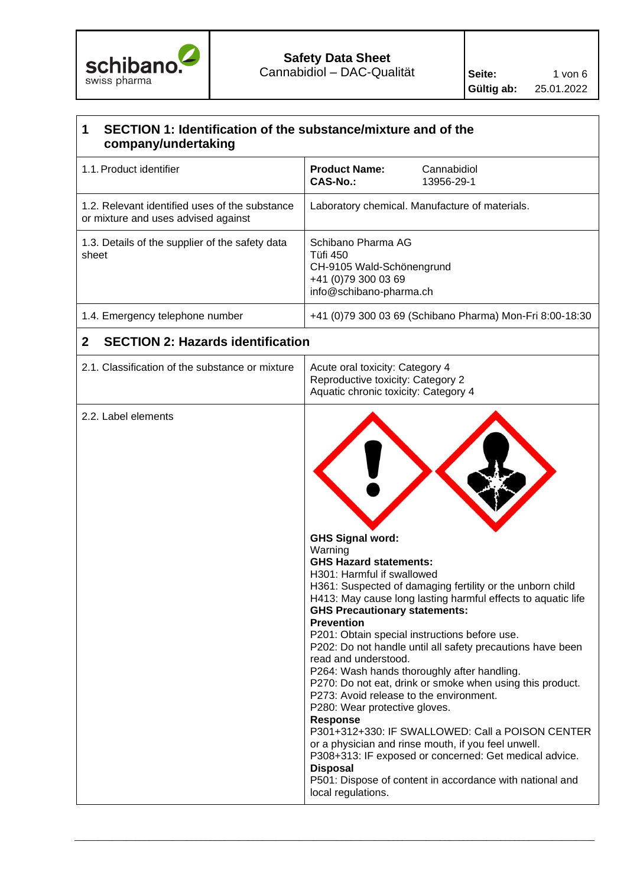| | | |
|---|---|---|
| **schibano.** swiss pharma | **Safety Data Sheet** Cannabidiol – DAC-Qualität | **Gültig ab:** 25.01.2022 |

## 1 SECTION 1: Identification of the substance/mixture and of the company/undertaking

| | |
|---|---|
| 1.1. Product identifier | **Product Name:** Cannabidiol<br>**CAS-No.:** 13956-29-1 |
| 1.2. Relevant identified uses of the substance or mixture and uses advised against | Laboratory chemical. Manufacture of materials. |
| 1.3. Details of the supplier of the safety data sheet | Schibano Pharma AG<br>Tüfi 450<br>CH-9105 Wald-Schönengrund<br>+41 (0)79 300 03 69<br>info@schibano-pharma.ch |
| 1.4. Emergency telephone number | +41 (0)79 300 03 69 (Schibano Pharma) Mon-Fri 8:00-18:30 |

## 2 SECTION 2: Hazards identification

| | |
|---|---|
| 2.1. Classification of the substance or mixture | Acute oral toxicity: Category 4<br>Reproductive toxicity: Category 2<br>Aquatic chronic toxicity: Category 4 |
| 2.2. Label elements | **GHS Signal word:**<br>Warning<br>**GHS Hazard statements:**<br>H301: Harmful if swallowed<br>H361: Suspected of damaging fertility or the unborn child<br>H413: May cause long lasting harmful effects to aquatic life<br>**GHS Precautionary statements:**<br>**Prevention**<br>P201: Obtain special instructions before use.<br>P202: Do not handle until all safety precautions have been read and understood.<br>P264: Wash hands thoroughly after handling.<br>P270: Do not eat, drink or smoke when using this product.<br>P273: Avoid release to the environment.<br>P280: Wear protective gloves.<br>**Response**<br>P301+312+330: IF SWALLOWED: Call a POISON CENTER or a physician and rinse mouth, if you feel unwell.<br>P308+313: IF exposed or concerned: Get medical advice.<br>**Disposal**<br>P501: Dispose of content in accordance with national and local regulations. |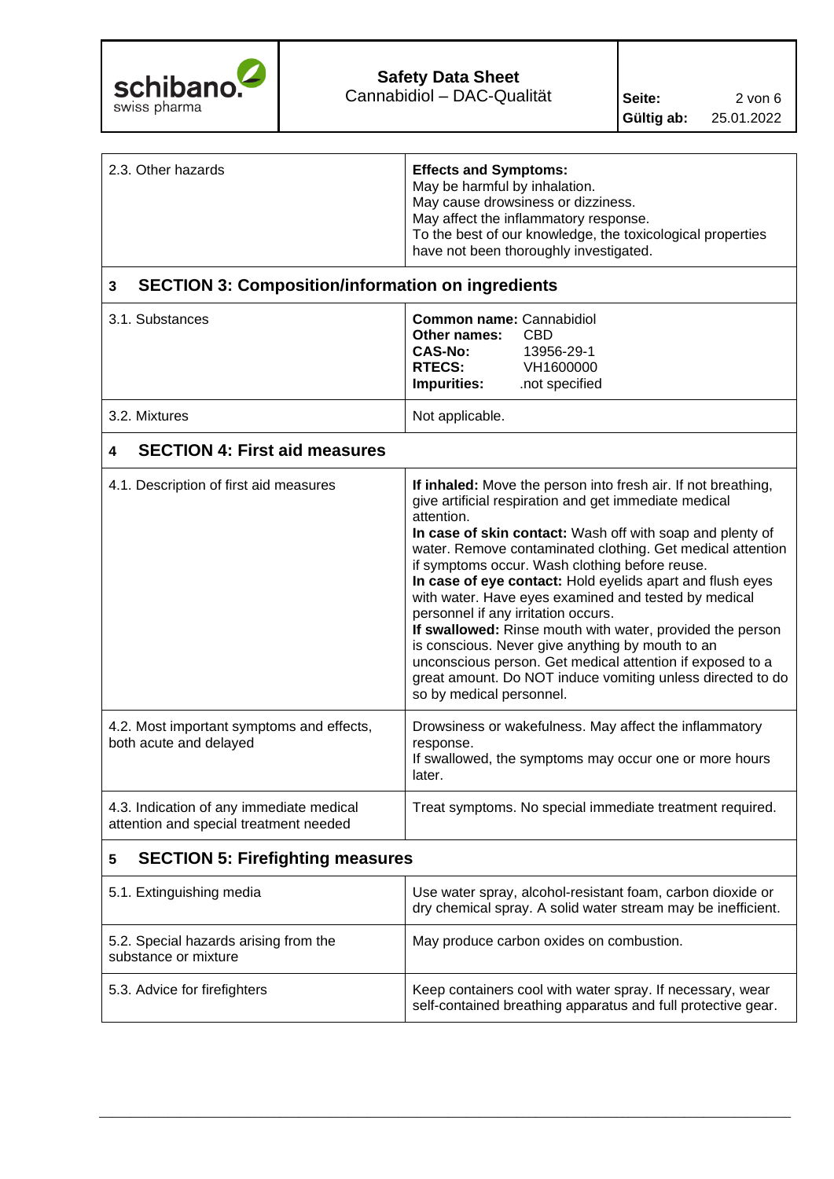| | |
|---|---|
| 2.3. Other hazards | **Effects and Symptoms:**<br>May be harmful by inhalation.<br>May cause drowsiness or dizziness.<br>May affect the inflammatory response.<br>To the best of our knowledge, the toxicological properties have not been thoroughly investigated. |

## 3 SECTION 3: Composition/information on ingredients

| | |
|---|---|
| 3.1. Substances | **Common name:** Cannabidiol<br>**Other names:** CBD<br>**CAS-No:** 13956-29-1<br>**RTECS:** VH1600000<br>**Impurities:** .not specified |
| 3.2. Mixtures | Not applicable. |

## 4 SECTION 4: First aid measures

| | |
|---|---|
| 4.1. Description of first aid measures | **If inhaled:** Move the person into fresh air. If not breathing, give artificial respiration and get immediate medical attention.<br>**In case of skin contact:** Wash off with soap and plenty of water. Remove contaminated clothing. Get medical attention if symptoms occur. Wash clothing before reuse.<br>**In case of eye contact:** Hold eyelids apart and flush eyes with water. Have eyes examined and tested by medical personnel if any irritation occurs.<br>**If swallowed:** Rinse mouth with water, provided the person is conscious. Never give anything by mouth to an unconscious person. Get medical attention if exposed to a great amount. Do NOT induce vomiting unless directed to do so by medical personnel. |
| 4.2. Most important symptoms and effects, both acute and delayed | Drowsiness or wakefulness. May affect the inflammatory response.<br>If swallowed, the symptoms may occur one or more hours later. |
| 4.3. Indication of any immediate medical attention and special treatment needed | Treat symptoms. No special immediate treatment required. |

## 5 SECTION 5: Firefighting measures

| | |
|---|---|
| 5.1. Extinguishing media | Use water spray, alcohol-resistant foam, carbon dioxide or dry chemical spray. A solid water stream may be inefficient. |
| 5.2. Special hazards arising from the substance or mixture | May produce carbon oxides on combustion. |
| 5.3. Advice for firefighters | Keep containers cool with water spray. If necessary, wear self-contained breathing apparatus and full protective gear. |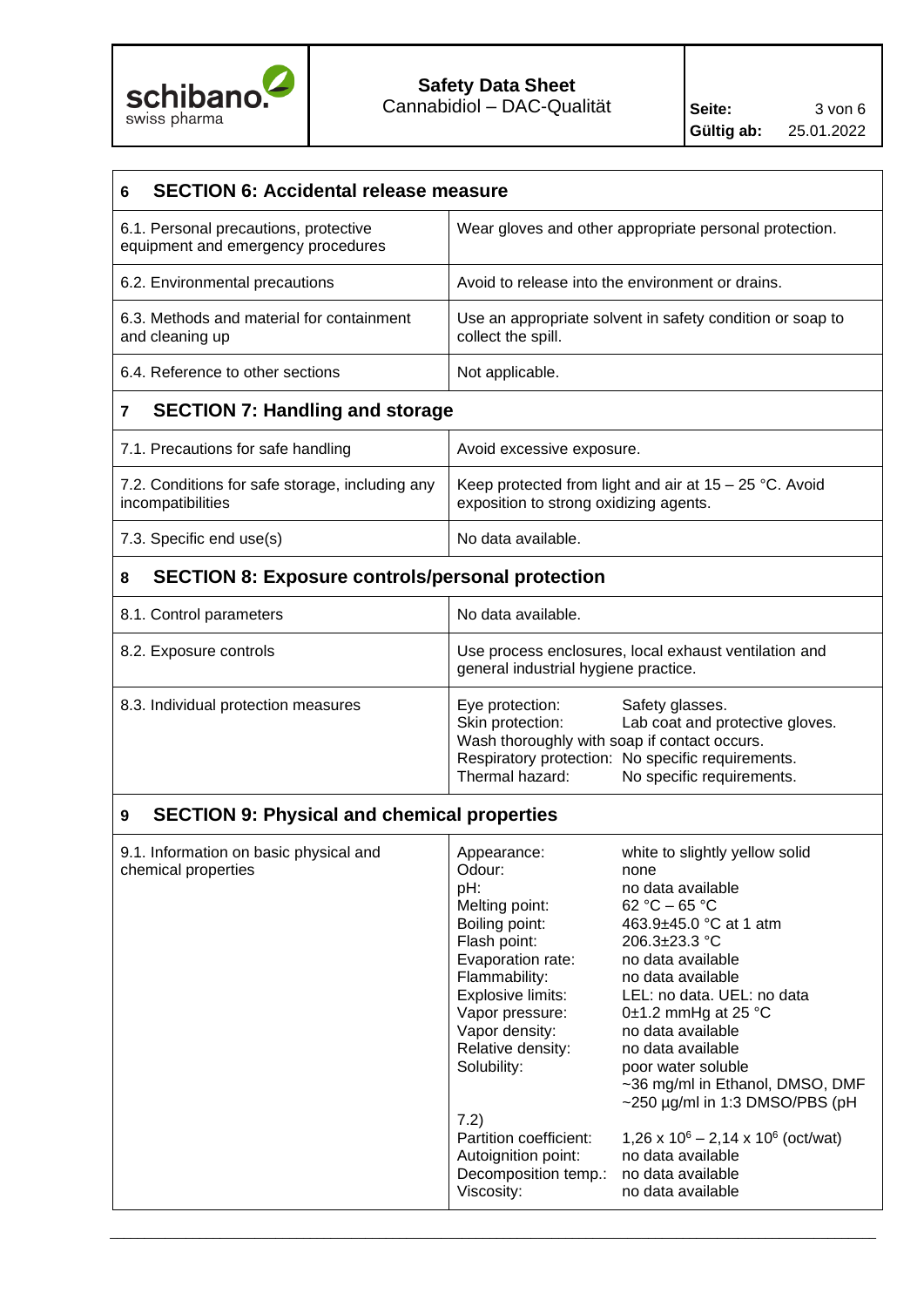## 6 SECTION 6: Accidental release measure

| | |
|---|---|
| 6.1. Personal precautions, protective equipment and emergency procedures | Wear gloves and other appropriate personal protection. |
| 6.2. Environmental precautions | Avoid to release into the environment or drains. |
| 6.3. Methods and material for containment and cleaning up | Use an appropriate solvent in safety condition or soap to collect the spill. |
| 6.4. Reference to other sections | Not applicable. |

## 7 SECTION 7: Handling and storage

| | |
|---|---|
| 7.1. Precautions for safe handling | Avoid excessive exposure. |
| 7.2. Conditions for safe storage, including any incompatibilities | Keep protected from light and air at 15 – 25 °C. Avoid exposition to strong oxidizing agents. |
| 7.3. Specific end use(s) | No data available. |

## 8 SECTION 8: Exposure controls/personal protection

| | |
|---|---|
| 8.1. Control parameters | No data available. |
| 8.2. Exposure controls | Use process enclosures, local exhaust ventilation and general industrial hygiene practice. |
| 8.3. Individual protection measures | Eye protection: Safety glasses.<br>Skin protection: Lab coat and protective gloves.<br>Wash thoroughly with soap if contact occurs.<br>Respiratory protection: No specific requirements.<br>Thermal hazard: No specific requirements. |

## 9 SECTION 9: Physical and chemical properties

| | | |
|---|---|---|
| 9.1. Information on basic physical and chemical properties | Appearance: | white to slightly yellow solid |
| | Odour: | none |
| | pH: | no data available |
| | Melting point: | 62 °C – 65 °C |
| | Boiling point: | 463.9±45.0 °C at 1 atm |
| | Flash point: | 206.3±23.3 °C |
| | Evaporation rate: | no data available |
| | Flammability: | no data available |
| | Explosive limits: | LEL: no data. UEL: no data |
| | Vapor pressure: | 0±1.2 mmHg at 25 °C |
| | Vapor density: | no data available |
| | Relative density: | no data available |
| | Solubility: | poor water soluble<br>~36 mg/ml in Ethanol, DMSO, DMF<br>~250 µg/ml in 1:3 DMSO/PBS (pH 7.2) |
| | Partition coefficient: | 1,26 x $10^6$ – 2,14 x $10^6$ (oct/wat) |
| | Autoignition point: | no data available |
| | Decomposition temp.: | no data available |
| | Viscosity: | no data available |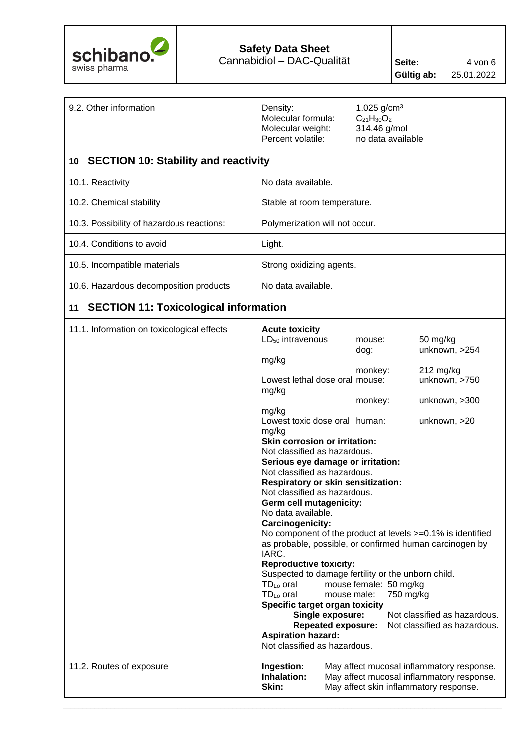| | | |
|---|---|---|
| 9.2. Other information | Density:<br>Molecular formula:<br>Molecular weight:<br>Percent volatile: | 1.025 g/cm$^3$<br>$C_{21}H_{30}O_2$<br>314.46 g/mol<br>no data available |

## 10 SECTION 10: Stability and reactivity

| | |
|---|---|
| 10.1. Reactivity | No data available. |
| 10.2. Chemical stability | Stable at room temperature. |
| 10.3. Possibility of hazardous reactions: | Polymerization will not occur. |
| 10.4. Conditions to avoid | Light. |
| 10.5. Incompatible materials | Strong oxidizing agents. |
| 10.6. Hazardous decomposition products | No data available. |

## 11 SECTION 11: Toxicological information

**11.1. Information on toxicological effects**

**Acute toxicity**

| | | |
|---|---|---|
| $LD_{50}$ intravenous | mouse: | 50 mg/kg |
| | dog: | unknown, >254 mg/kg |
| | monkey: | 212 mg/kg |
| Lowest lethal dose oral | mouse: | unknown, >750 mg/kg |
| | monkey: | unknown, >300 mg/kg |
| Lowest toxic dose oral | human: | unknown, >20 mg/kg |

**Skin corrosion or irritation:**
Not classified as hazardous.

**Serious eye damage or irritation:**
Not classified as hazardous.

**Respiratory or skin sensitization:**
Not classified as hazardous.

**Germ cell mutagenicity:**
No data available.

**Carcinogenicity:**
No component of the product at levels >=0.1% is identified as probable, possible, or confirmed human carcinogen by IARC.

**Reproductive toxicity:**
Suspected to damage fertility or the unborn child.

| | | |
|---|---|---|
| $TD_{Lo}$ oral | mouse female: | 50 mg/kg |
| $TD_{Lo}$ oral | mouse male: | 750 mg/kg |

**Specific target organ toxicity**

- **Single exposure:** Not classified as hazardous.
- **Repeated exposure:** Not classified as hazardous.

**Aspiration hazard:**
Not classified as hazardous.

**11.2. Routes of exposure**

| | |
|---|---|
| **Ingestion:** | May affect mucosal inflammatory response. |
| **Inhalation:** | May affect mucosal inflammatory response. |
| **Skin:** | May affect skin inflammatory response. |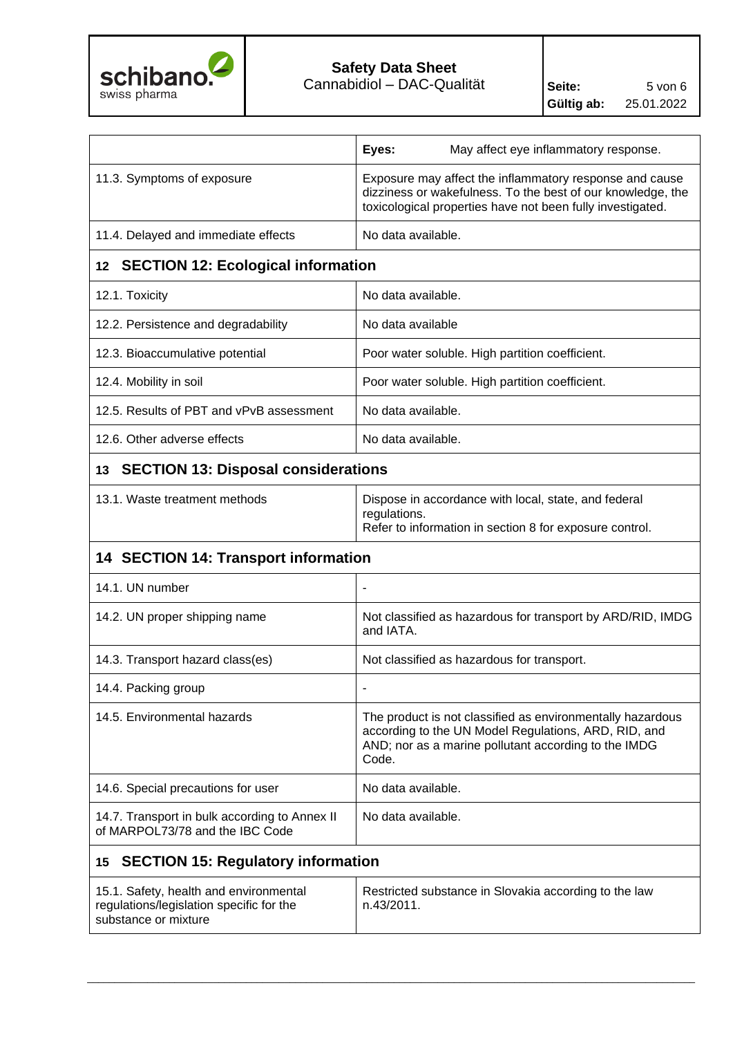| | **Eyes:** May affect eye inflammatory response. |
|---|---|
| 11.3. Symptoms of exposure | Exposure may affect the inflammatory response and cause dizziness or wakefulness. To the best of our knowledge, the toxicological properties have not been fully investigated. |
| 11.4. Delayed and immediate effects | No data available. |

## 12 SECTION 12: Ecological information

| | |
|---|---|
| 12.1. Toxicity | No data available. |
| 12.2. Persistence and degradability | No data available |
| 12.3. Bioaccumulative potential | Poor water soluble. High partition coefficient. |
| 12.4. Mobility in soil | Poor water soluble. High partition coefficient. |
| 12.5. Results of PBT and vPvB assessment | No data available. |
| 12.6. Other adverse effects | No data available. |

## 13 SECTION 13: Disposal considerations

| | |
|---|---|
| 13.1. Waste treatment methods | Dispose in accordance with local, state, and federal regulations.<br>Refer to information in section 8 for exposure control. |

## 14 SECTION 14: Transport information

| | |
|---|---|
| 14.1. UN number | - |
| 14.2. UN proper shipping name | Not classified as hazardous for transport by ARD/RID, IMDG and IATA. |
| 14.3. Transport hazard class(es) | Not classified as hazardous for transport. |
| 14.4. Packing group | - |
| 14.5. Environmental hazards | The product is not classified as environmentally hazardous according to the UN Model Regulations, ARD, RID, and AND; nor as a marine pollutant according to the IMDG Code. |
| 14.6. Special precautions for user | No data available. |
| 14.7. Transport in bulk according to Annex II of MARPOL73/78 and the IBC Code | No data available. |

## 15 SECTION 15: Regulatory information

| | |
|---|---|
| 15.1. Safety, health and environmental regulations/legislation specific for the substance or mixture | Restricted substance in Slovakia according to the law n.43/2011. |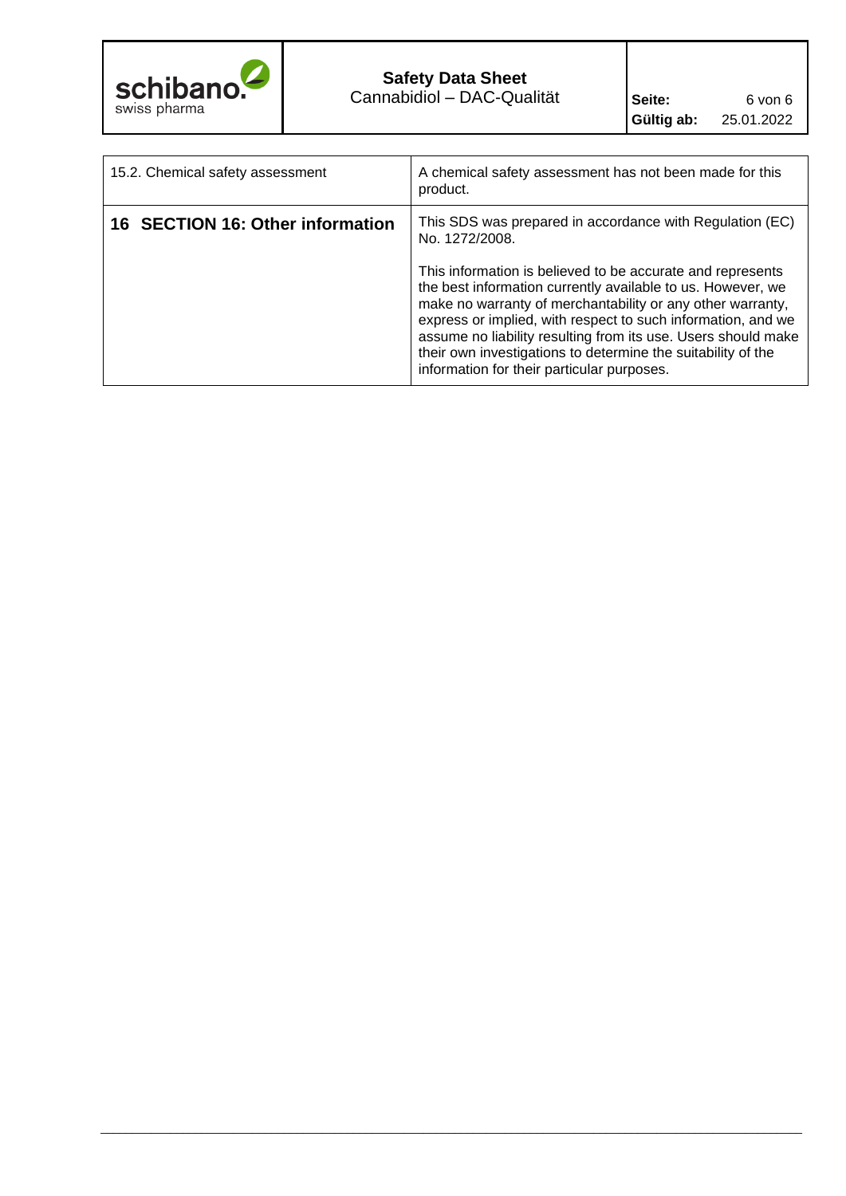| | |
|---|---|
| 15.2. Chemical safety assessment | A chemical safety assessment has not been made for this product. |
| **16 SECTION 16: Other information** | This SDS was prepared in accordance with Regulation (EC) No. 1272/2008.<br><br>This information is believed to be accurate and represents the best information currently available to us. However, we make no warranty of merchantability or any other warranty, express or implied, with respect to such information, and we assume no liability resulting from its use. Users should make their own investigations to determine the suitability of the information for their particular purposes. |